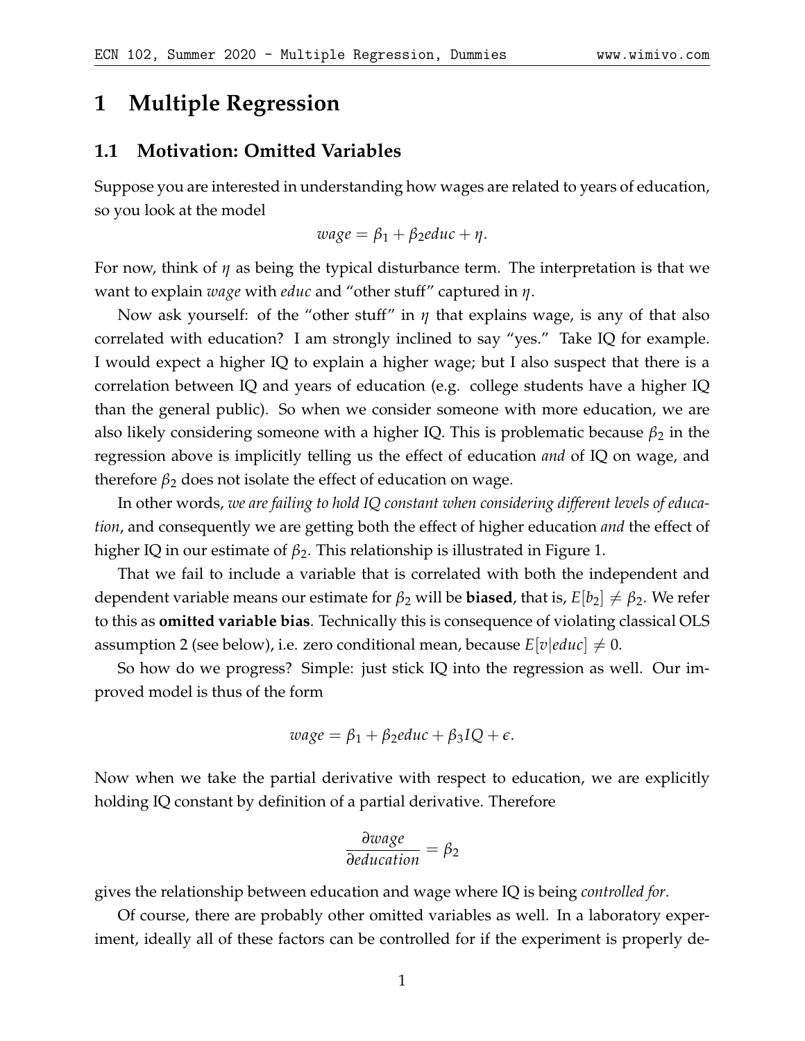# 1 Multiple Regression

## 1.1 Motivation: Omitted Variables

Suppose you are interested in understanding how wages are related to years of education, so you look at the model

$$wage = \beta_1 + \beta_2 educ + \eta.$$

For now, think of $\eta$ as being the typical disturbance term. The interpretation is that we want to explain *wage* with *educ* and "other stuff" captured in $\eta$.

Now ask yourself: of the "other stuff" in $\eta$ that explains wage, is any of that also correlated with education? I am strongly inclined to say "yes." Take IQ for example. I would expect a higher IQ to explain a higher wage; but I also suspect that there is a correlation between IQ and years of education (e.g. college students have a higher IQ than the general public). So when we consider someone with more education, we are also likely considering someone with a higher IQ. This is problematic because $\beta_2$ in the regression above is implicitly telling us the effect of education *and* of IQ on wage, and therefore $\beta_2$ does not isolate the effect of education on wage.

In other words, *we are failing to hold IQ constant when considering different levels of education*, and consequently we are getting both the effect of higher education *and* the effect of higher IQ in our estimate of $\beta_2$. This relationship is illustrated in Figure 1.

That we fail to include a variable that is correlated with both the independent and dependent variable means our estimate for $\beta_2$ will be **biased**, that is, $E[b_2] \neq \beta_2$. We refer to this as **omitted variable bias**. Technically this is consequence of violating classical OLS assumption 2 (see below), i.e. zero conditional mean, because $E[v|educ] \neq 0$.

So how do we progress? Simple: just stick IQ into the regression as well. Our improved model is thus of the form

$$wage = \beta_1 + \beta_2 educ + \beta_3 IQ + \epsilon.$$

Now when we take the partial derivative with respect to education, we are explicitly holding IQ constant by definition of a partial derivative. Therefore

$$\frac{\partial wage}{\partial education} = \beta_2$$

gives the relationship between education and wage where IQ is being *controlled for*.

Of course, there are probably other omitted variables as well. In a laboratory experiment, ideally all of these factors can be controlled for if the experiment is properly de-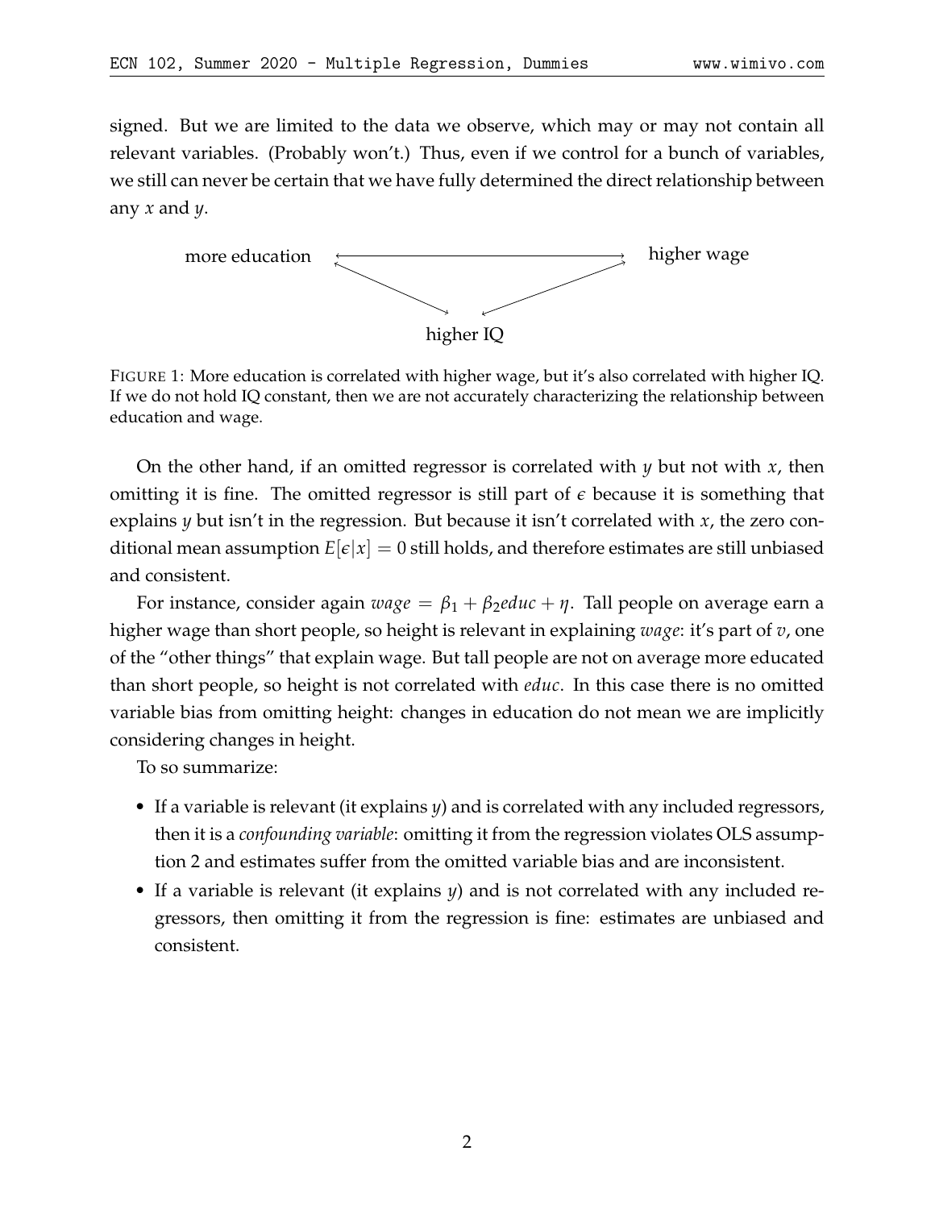signed. But we are limited to the data we observe, which may or may not contain all relevant variables. (Probably won't.) Thus, even if we control for a bunch of variables, we still can never be certain that we have fully determined the direct relationship between any $x$ and $y$.

more education ⟷ higher wage

higher IQ

FIGURE 1: More education is correlated with higher wage, but it's also correlated with higher IQ. If we do not hold IQ constant, then we are not accurately characterizing the relationship between education and wage.

On the other hand, if an omitted regressor is correlated with $y$ but not with $x$, then omitting it is fine. The omitted regressor is still part of $\epsilon$ because it is something that explains $y$ but isn't in the regression. But because it isn't correlated with $x$, the zero conditional mean assumption $E[\epsilon|x] = 0$ still holds, and therefore estimates are still unbiased and consistent.

For instance, consider again $wage = \beta_1 + \beta_2 educ + \eta$. Tall people on average earn a higher wage than short people, so height is relevant in explaining *wage*: it's part of $v$, one of the "other things" that explain wage. But tall people are not on average more educated than short people, so height is not correlated with *educ*. In this case there is no omitted variable bias from omitting height: changes in education do not mean we are implicitly considering changes in height.

To so summarize:

- If a variable is relevant (it explains $y$) and is correlated with any included regressors, then it is a *confounding variable*: omitting it from the regression violates OLS assumption 2 and estimates suffer from the omitted variable bias and are inconsistent.
- If a variable is relevant (it explains $y$) and is not correlated with any included regressors, then omitting it from the regression is fine: estimates are unbiased and consistent.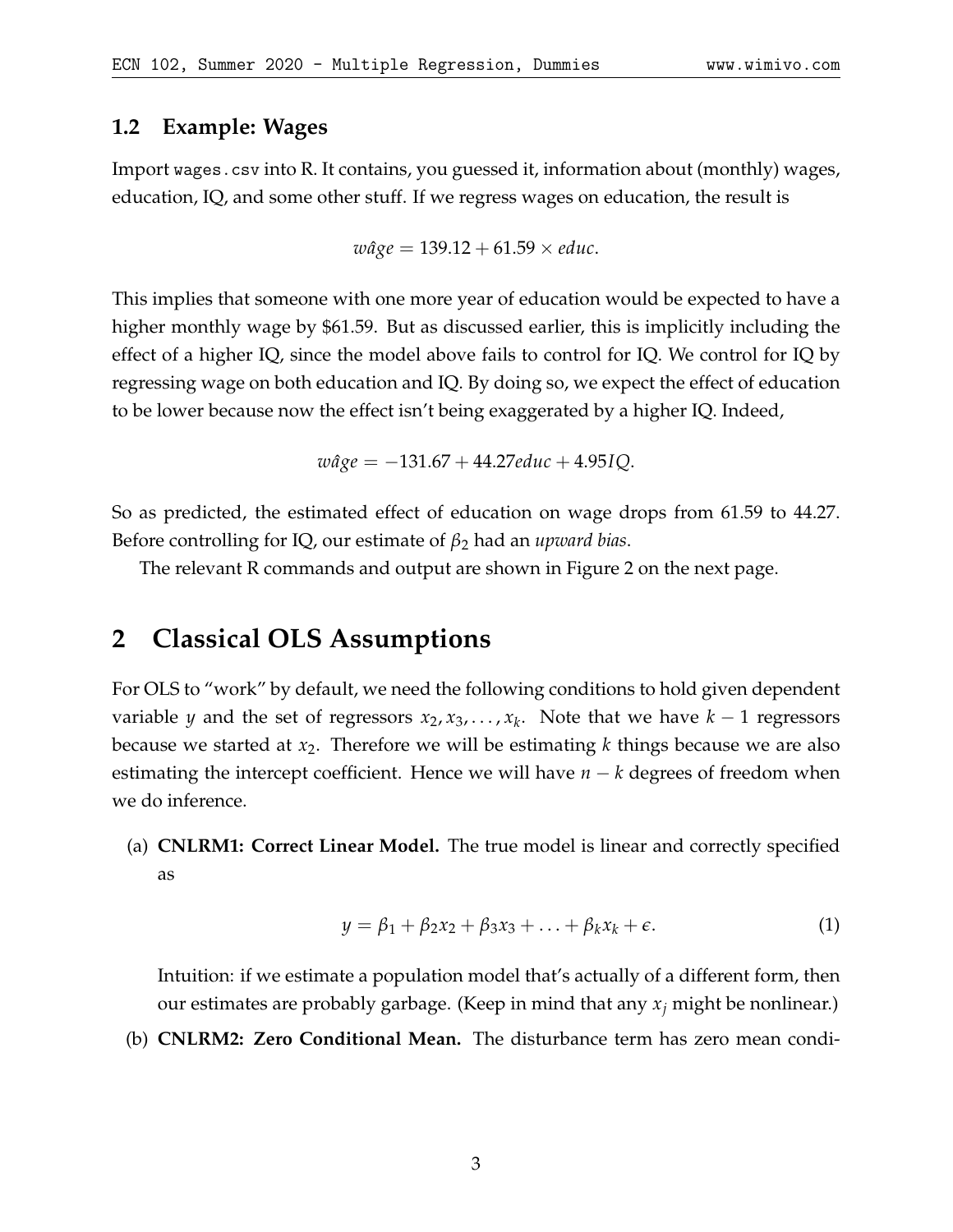### 1.2 Example: Wages

Import `wages.csv` into R. It contains, you guessed it, information about (monthly) wages, education, IQ, and some other stuff. If we regress wages on education, the result is

$$\hat{wage} = 139.12 + 61.59 \times educ.$$

This implies that someone with one more year of education would be expected to have a higher monthly wage by \$61.59. But as discussed earlier, this is implicitly including the effect of a higher IQ, since the model above fails to control for IQ. We control for IQ by regressing wage on both education and IQ. By doing so, we expect the effect of education to be lower because now the effect isn't being exaggerated by a higher IQ. Indeed,

$$\hat{wage} = -131.67 + 44.27 educ + 4.95 IQ.$$

So as predicted, the estimated effect of education on wage drops from 61.59 to 44.27. Before controlling for IQ, our estimate of $\beta_2$ had an *upward bias*.

The relevant R commands and output are shown in Figure 2 on the next page.

## 2 Classical OLS Assumptions

For OLS to "work" by default, we need the following conditions to hold given dependent variable $y$ and the set of regressors $x_2, x_3, \ldots, x_k$. Note that we have $k-1$ regressors because we started at $x_2$. Therefore we will be estimating $k$ things because we are also estimating the intercept coefficient. Hence we will have $n-k$ degrees of freedom when we do inference.

(a) **CNLRM1: Correct Linear Model.** The true model is linear and correctly specified as

$$y = \beta_1 + \beta_2 x_2 + \beta_3 x_3 + \ldots + \beta_k x_k + \epsilon. \tag{1}$$

Intuition: if we estimate a population model that's actually of a different form, then our estimates are probably garbage. (Keep in mind that any $x_j$ might be nonlinear.)

(b) **CNLRM2: Zero Conditional Mean.** The disturbance term has zero mean condi-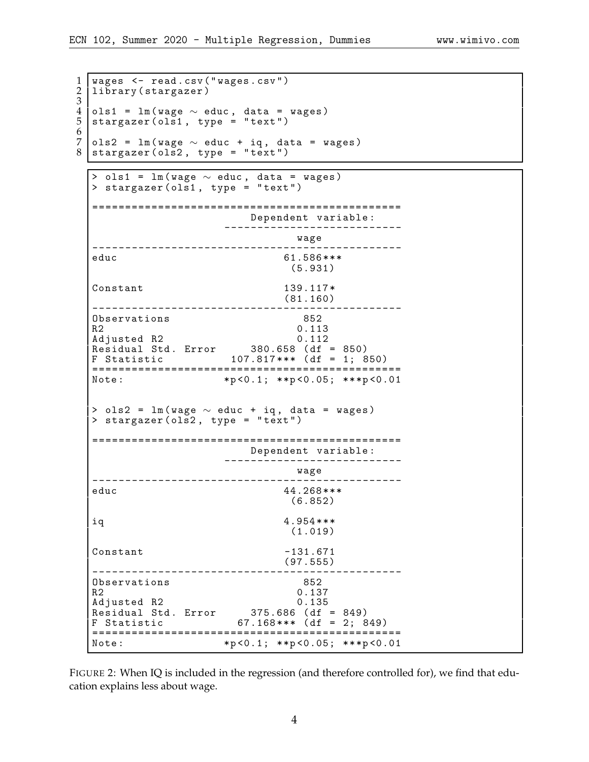```r
wages <- read.csv("wages.csv")
library(stargazer)

ols1 = lm(wage ~ educ, data = wages)
stargazer(ols1, type = "text")

ols2 = lm(wage ~ educ + iq, data = wages)
stargazer(ols2, type = "text")
```

```
> ols1 = lm(wage ~ educ, data = wages)
> stargazer(ols1, type = "text")

===============================================
                        Dependent variable:
                    ---------------------------
                               wage
-----------------------------------------------
educ                        61.586***
                             (5.931)

Constant                    139.117*
                            (81.160)
-----------------------------------------------
Observations                   852
R2                            0.113
Adjusted R2                   0.112
Residual Std. Error     380.658 (df = 850)
F Statistic           107.817*** (df = 1; 850)
===============================================
Note:               *p<0.1; **p<0.05; ***p<0.01


> ols2 = lm(wage ~ educ + iq, data = wages)
> stargazer(ols2, type = "text")

===============================================
                        Dependent variable:
                    ---------------------------
                               wage
-----------------------------------------------
educ                        44.268***
                             (6.852)

iq                          4.954***
                             (1.019)

Constant                    -131.671
                            (97.555)
-----------------------------------------------
Observations                   852
R2                            0.137
Adjusted R2                   0.135
Residual Std. Error     375.686 (df = 849)
F Statistic            67.168*** (df = 2; 849)
===============================================
Note:               *p<0.1; **p<0.05; ***p<0.01
```

FIGURE 2: When IQ is included in the regression (and therefore controlled for), we find that education explains less about wage.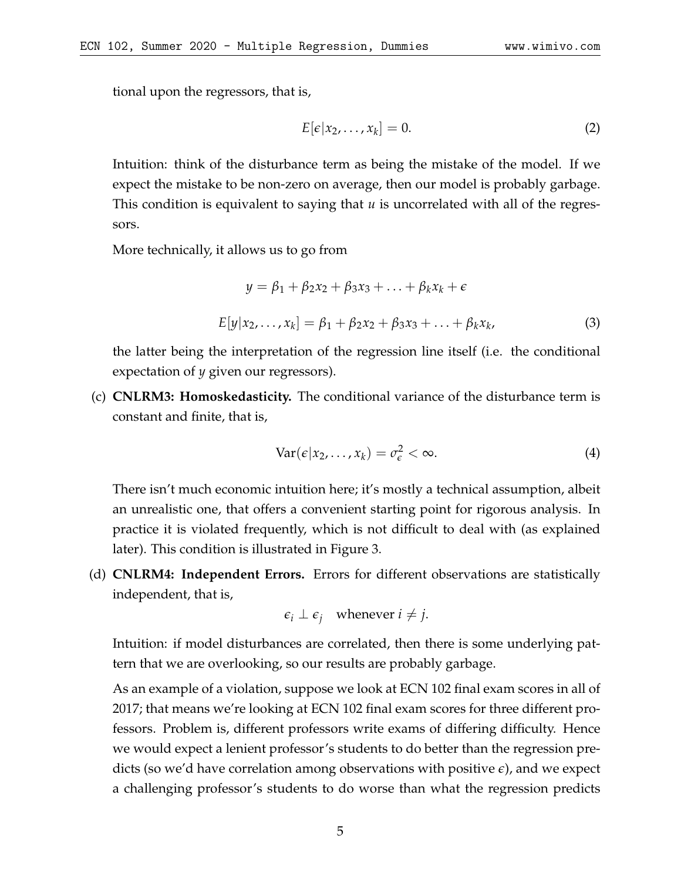tional upon the regressors, that is,

$$E[\epsilon | x_2, \ldots, x_k] = 0. \tag{2}$$

Intuition: think of the disturbance term as being the mistake of the model. If we expect the mistake to be non-zero on average, then our model is probably garbage. This condition is equivalent to saying that $u$ is uncorrelated with all of the regressors.

More technically, it allows us to go from

$$y = \beta_1 + \beta_2 x_2 + \beta_3 x_3 + \ldots + \beta_k x_k + \epsilon$$

$$E[y | x_2, \ldots, x_k] = \beta_1 + \beta_2 x_2 + \beta_3 x_3 + \ldots + \beta_k x_k, \tag{3}$$

the latter being the interpretation of the regression line itself (i.e. the conditional expectation of $y$ given our regressors).

(c) **CNLRM3: Homoskedasticity.** The conditional variance of the disturbance term is constant and finite, that is,

$$\text{Var}(\epsilon | x_2, \ldots, x_k) = \sigma_\epsilon^2 < \infty. \tag{4}$$

There isn't much economic intuition here; it's mostly a technical assumption, albeit an unrealistic one, that offers a convenient starting point for rigorous analysis. In practice it is violated frequently, which is not difficult to deal with (as explained later). This condition is illustrated in Figure 3.

(d) **CNLRM4: Independent Errors.** Errors for different observations are statistically independent, that is,

$$\epsilon_i \perp \epsilon_j \quad \text{whenever } i \neq j.$$

Intuition: if model disturbances are correlated, then there is some underlying pattern that we are overlooking, so our results are probably garbage.

As an example of a violation, suppose we look at ECN 102 final exam scores in all of 2017; that means we're looking at ECN 102 final exam scores for three different professors. Problem is, different professors write exams of differing difficulty. Hence we would expect a lenient professor's students to do better than the regression predicts (so we'd have correlation among observations with positive $\epsilon$), and we expect a challenging professor's students to do worse than what the regression predicts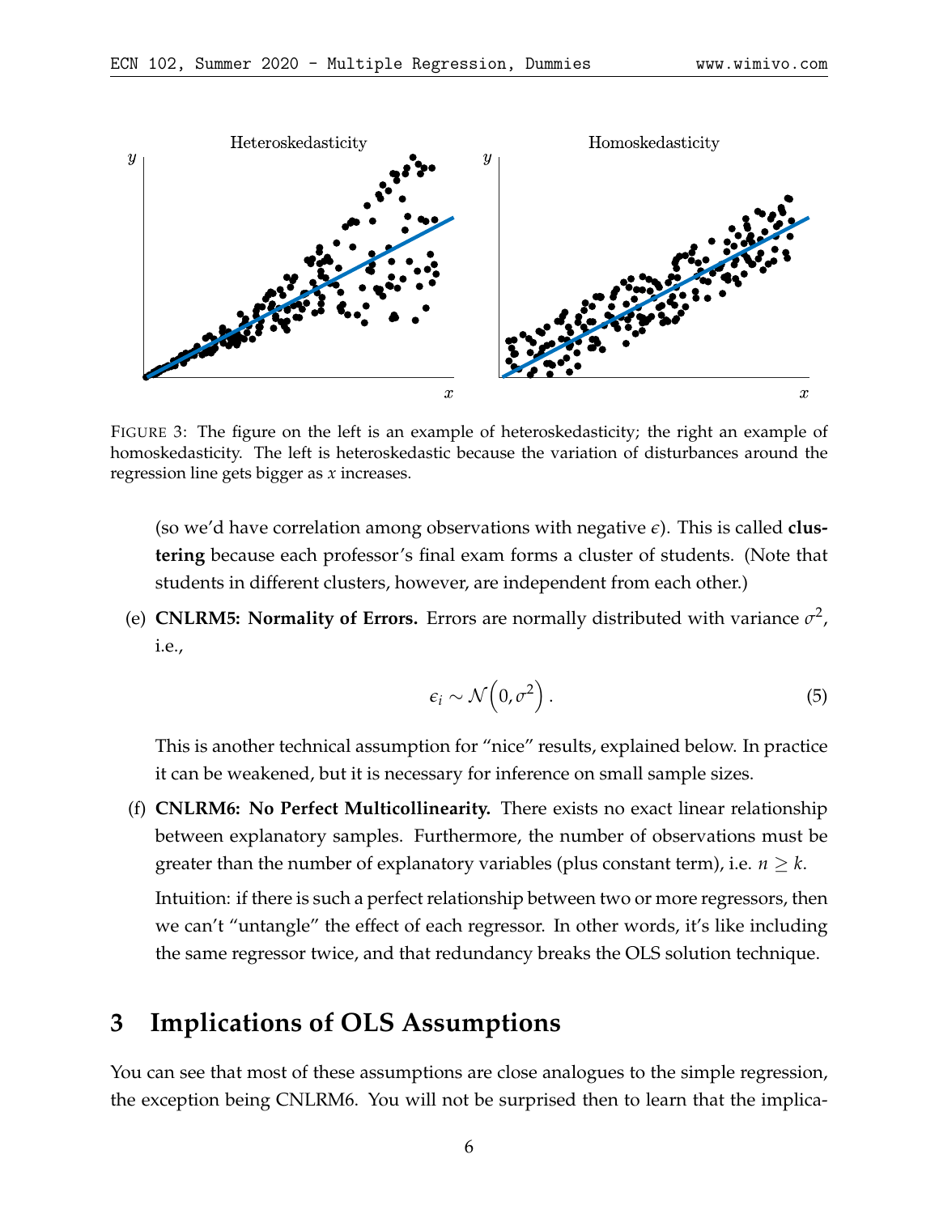FIGURE 3: The figure on the left is an example of heteroskedasticity; the right an example of homoskedasticity. The left is heteroskedastic because the variation of disturbances around the regression line gets bigger as $x$ increases.

(so we'd have correlation among observations with negative $\epsilon$). This is called **clustering** because each professor's final exam forms a cluster of students. (Note that students in different clusters, however, are independent from each other.)

(e) **CNLRM5: Normality of Errors.** Errors are normally distributed with variance $\sigma^2$, i.e.,

$$\epsilon_i \sim \mathcal{N}\left(0, \sigma^2\right). \tag{5}$$

This is another technical assumption for "nice" results, explained below. In practice it can be weakened, but it is necessary for inference on small sample sizes.

(f) **CNLRM6: No Perfect Multicollinearity.** There exists no exact linear relationship between explanatory samples. Furthermore, the number of observations must be greater than the number of explanatory variables (plus constant term), i.e. $n \geq k$.

Intuition: if there is such a perfect relationship between two or more regressors, then we can't "untangle" the effect of each regressor. In other words, it's like including the same regressor twice, and that redundancy breaks the OLS solution technique.

## 3 Implications of OLS Assumptions

You can see that most of these assumptions are close analogues to the simple regression, the exception being CNLRM6. You will not be surprised then to learn that the implica-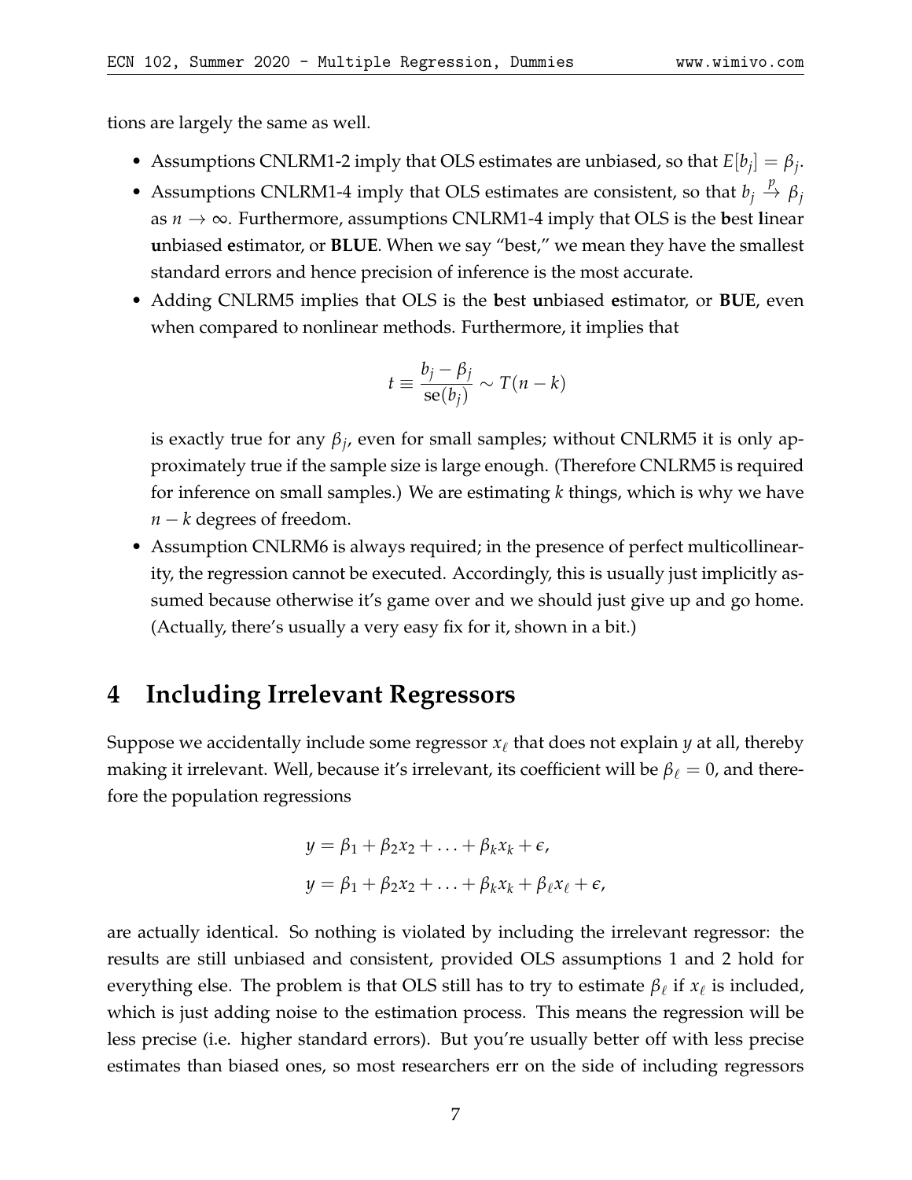tions are largely the same as well.

- Assumptions CNLRM1-2 imply that OLS estimates are unbiased, so that $E[b_j] = \beta_j$.
- Assumptions CNLRM1-4 imply that OLS estimates are consistent, so that $b_j \xrightarrow{p} \beta_j$ as $n \to \infty$. Furthermore, assumptions CNLRM1-4 imply that OLS is the **b**est **l**inear **u**nbiased **e**stimator, or **BLUE**. When we say "best," we mean they have the smallest standard errors and hence precision of inference is the most accurate.
- Adding CNLRM5 implies that OLS is the **b**est **u**nbiased **e**stimator, or **BUE**, even when compared to nonlinear methods. Furthermore, it implies that

$$t \equiv \frac{b_j - \beta_j}{\text{se}(b_j)} \sim T(n-k)$$

  is exactly true for any $\beta_j$, even for small samples; without CNLRM5 it is only approximately true if the sample size is large enough. (Therefore CNLRM5 is required for inference on small samples.) We are estimating $k$ things, which is why we have $n - k$ degrees of freedom.
- Assumption CNLRM6 is always required; in the presence of perfect multicollinearity, the regression cannot be executed. Accordingly, this is usually just implicitly assumed because otherwise it's game over and we should just give up and go home. (Actually, there's usually a very easy fix for it, shown in a bit.)

# 4 Including Irrelevant Regressors

Suppose we accidentally include some regressor $x_\ell$ that does not explain $y$ at all, thereby making it irrelevant. Well, because it's irrelevant, its coefficient will be $\beta_\ell = 0$, and therefore the population regressions

$$y = \beta_1 + \beta_2 x_2 + \ldots + \beta_k x_k + \epsilon,$$
$$y = \beta_1 + \beta_2 x_2 + \ldots + \beta_k x_k + \beta_\ell x_\ell + \epsilon,$$

are actually identical. So nothing is violated by including the irrelevant regressor: the results are still unbiased and consistent, provided OLS assumptions 1 and 2 hold for everything else. The problem is that OLS still has to try to estimate $\beta_\ell$ if $x_\ell$ is included, which is just adding noise to the estimation process. This means the regression will be less precise (i.e. higher standard errors). But you're usually better off with less precise estimates than biased ones, so most researchers err on the side of including regressors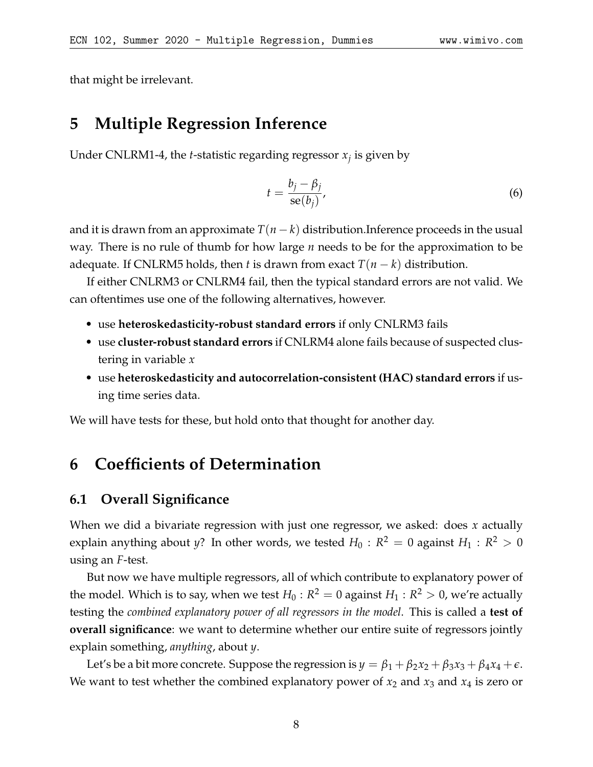that might be irrelevant.

# 5 Multiple Regression Inference

Under CNLRM1-4, the $t$-statistic regarding regressor $x_j$ is given by

$$t = \frac{b_j - \beta_j}{\text{se}(b_j)}, \tag{6}$$

and it is drawn from an approximate $T(n-k)$ distribution.Inference proceeds in the usual way. There is no rule of thumb for how large $n$ needs to be for the approximation to be adequate. If CNLRM5 holds, then $t$ is drawn from exact $T(n-k)$ distribution.

If either CNLRM3 or CNLRM4 fail, then the typical standard errors are not valid. We can oftentimes use one of the following alternatives, however.

- use **heteroskedasticity-robust standard errors** if only CNLRM3 fails
- use **cluster-robust standard errors** if CNLRM4 alone fails because of suspected clustering in variable $x$
- use **heteroskedasticity and autocorrelation-consistent (HAC) standard errors** if using time series data.

We will have tests for these, but hold onto that thought for another day.

# 6 Coefficients of Determination

## 6.1 Overall Significance

When we did a bivariate regression with just one regressor, we asked: does $x$ actually explain anything about $y$? In other words, we tested $H_0 : R^2 = 0$ against $H_1 : R^2 > 0$ using an $F$-test.

But now we have multiple regressors, all of which contribute to explanatory power of the model. Which is to say, when we test $H_0 : R^2 = 0$ against $H_1 : R^2 > 0$, we're actually testing the *combined explanatory power of all regressors in the model*. This is called a **test of overall significance**: we want to determine whether our entire suite of regressors jointly explain something, *anything*, about $y$.

Let's be a bit more concrete. Suppose the regression is $y = \beta_1 + \beta_2 x_2 + \beta_3 x_3 + \beta_4 x_4 + \epsilon$. We want to test whether the combined explanatory power of $x_2$ and $x_3$ and $x_4$ is zero or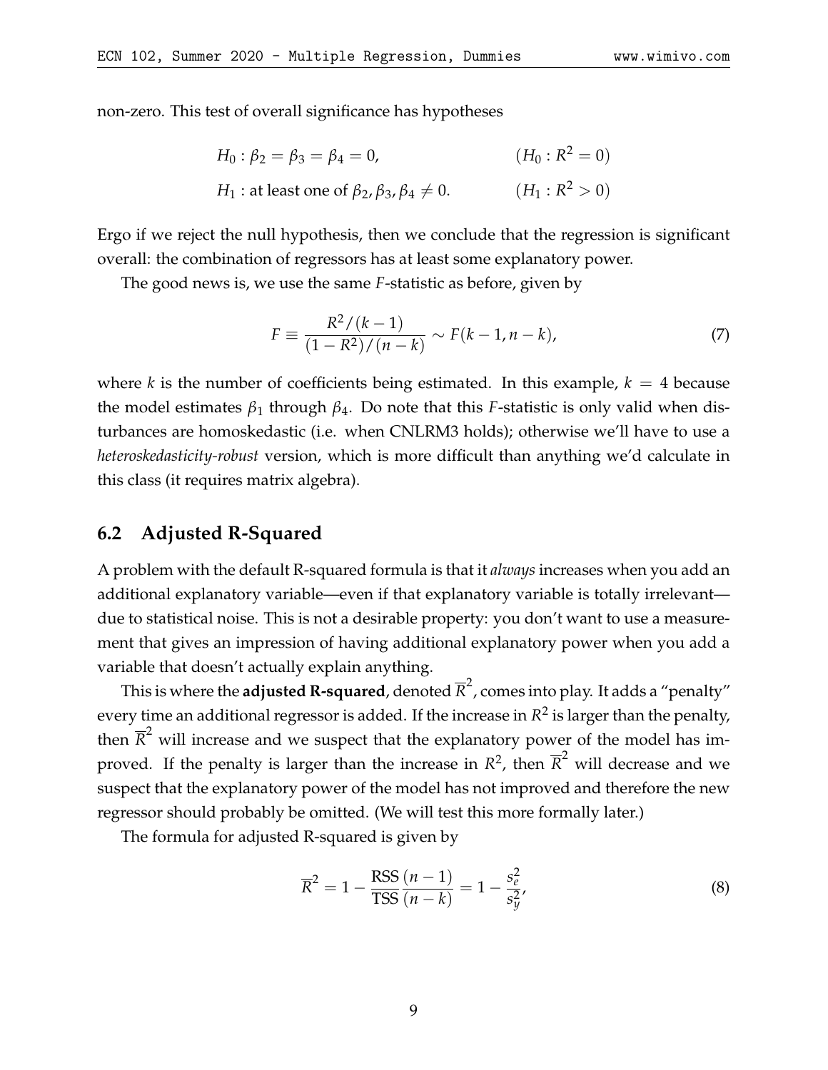non-zero. This test of overall significance has hypotheses

$$H_0 : \beta_2 = \beta_3 = \beta_4 = 0, \qquad (H_0 : R^2 = 0)$$

$$H_1 : \text{at least one of } \beta_2, \beta_3, \beta_4 \neq 0. \qquad (H_1 : R^2 > 0)$$

Ergo if we reject the null hypothesis, then we conclude that the regression is significant overall: the combination of regressors has at least some explanatory power.

The good news is, we use the same $F$-statistic as before, given by

$$F \equiv \frac{R^2/(k-1)}{(1-R^2)/(n-k)} \sim F(k-1, n-k), \tag{7}$$

where $k$ is the number of coefficients being estimated. In this example, $k = 4$ because the model estimates $\beta_1$ through $\beta_4$. Do note that this $F$-statistic is only valid when disturbances are homoskedastic (i.e. when CNLRM3 holds); otherwise we'll have to use a *heteroskedasticity-robust* version, which is more difficult than anything we'd calculate in this class (it requires matrix algebra).

## 6.2 Adjusted R-Squared

A problem with the default R-squared formula is that it *always* increases when you add an additional explanatory variable—even if that explanatory variable is totally irrelevant—due to statistical noise. This is not a desirable property: you don't want to use a measurement that gives an impression of having additional explanatory power when you add a variable that doesn't actually explain anything.

This is where the **adjusted R-squared**, denoted $\overline{R}^2$, comes into play. It adds a "penalty" every time an additional regressor is added. If the increase in $R^2$ is larger than the penalty, then $\overline{R}^2$ will increase and we suspect that the explanatory power of the model has improved. If the penalty is larger than the increase in $R^2$, then $\overline{R}^2$ will decrease and we suspect that the explanatory power of the model has not improved and therefore the new regressor should probably be omitted. (We will test this more formally later.)

The formula for adjusted R-squared is given by

$$\overline{R}^2 = 1 - \frac{\text{RSS}}{\text{TSS}} \frac{(n-1)}{(n-k)} = 1 - \frac{s_e^2}{s_y^2}, \tag{8}$$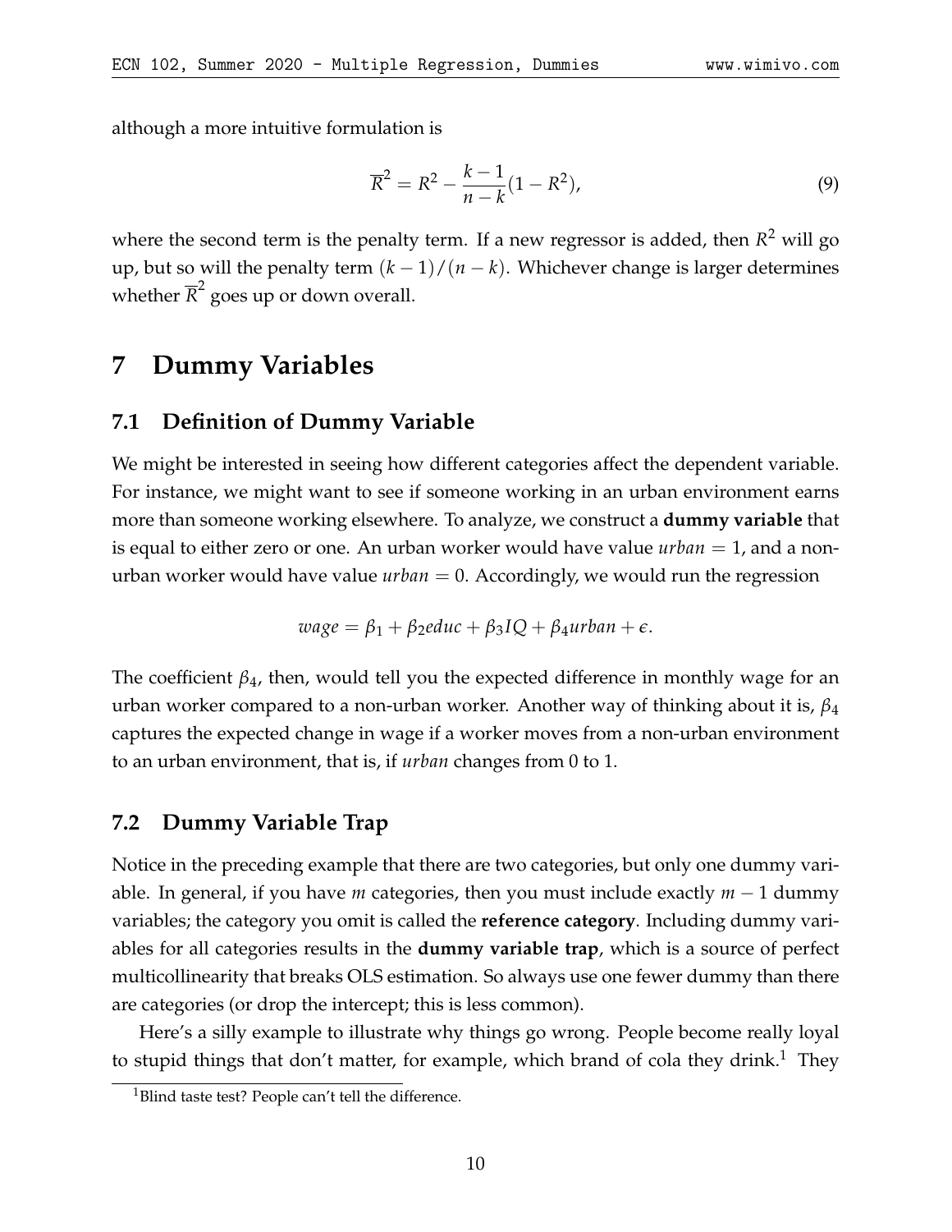although a more intuitive formulation is

$$\overline{R}^2 = R^2 - \frac{k-1}{n-k}(1 - R^2), \tag{9}$$

where the second term is the penalty term. If a new regressor is added, then $R^2$ will go up, but so will the penalty term $(k-1)/(n-k)$. Whichever change is larger determines whether $\overline{R}^2$ goes up or down overall.

# 7 Dummy Variables

## 7.1 Definition of Dummy Variable

We might be interested in seeing how different categories affect the dependent variable. For instance, we might want to see if someone working in an urban environment earns more than someone working elsewhere. To analyze, we construct a **dummy variable** that is equal to either zero or one. An urban worker would have value $urban = 1$, and a non-urban worker would have value $urban = 0$. Accordingly, we would run the regression

$$wage = \beta_1 + \beta_2 educ + \beta_3 IQ + \beta_4 urban + \epsilon.$$

The coefficient $\beta_4$, then, would tell you the expected difference in monthly wage for an urban worker compared to a non-urban worker. Another way of thinking about it is, $\beta_4$ captures the expected change in wage if a worker moves from a non-urban environment to an urban environment, that is, if *urban* changes from 0 to 1.

## 7.2 Dummy Variable Trap

Notice in the preceding example that there are two categories, but only one dummy variable. In general, if you have $m$ categories, then you must include exactly $m - 1$ dummy variables; the category you omit is called the **reference category**. Including dummy variables for all categories results in the **dummy variable trap**, which is a source of perfect multicollinearity that breaks OLS estimation. So always use one fewer dummy than there are categories (or drop the intercept; this is less common).

Here's a silly example to illustrate why things go wrong. People become really loyal to stupid things that don't matter, for example, which brand of cola they drink.[1] They

[1] Blind taste test? People can't tell the difference.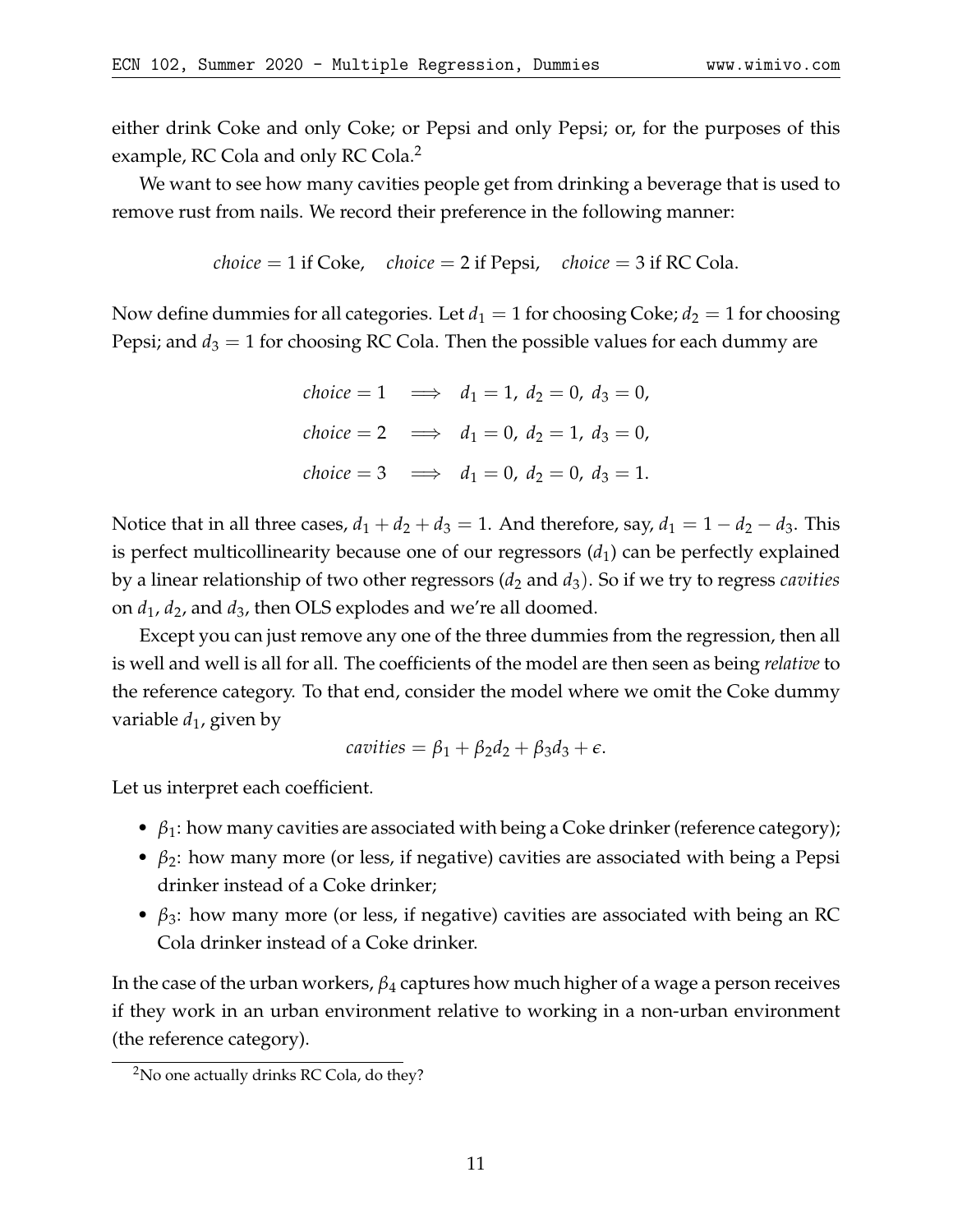either drink Coke and only Coke; or Pepsi and only Pepsi; or, for the purposes of this example, RC Cola and only RC Cola.[2]

We want to see how many cavities people get from drinking a beverage that is used to remove rust from nails. We record their preference in the following manner:

$$choice = 1 \text{ if Coke}, \quad choice = 2 \text{ if Pepsi}, \quad choice = 3 \text{ if RC Cola}.$$

Now define dummies for all categories. Let $d_1 = 1$ for choosing Coke; $d_2 = 1$ for choosing Pepsi; and $d_3 = 1$ for choosing RC Cola. Then the possible values for each dummy are

$$\begin{aligned}
choice = 1 \quad &\Longrightarrow \quad d_1 = 1,\ d_2 = 0,\ d_3 = 0, \\
choice = 2 \quad &\Longrightarrow \quad d_1 = 0,\ d_2 = 1,\ d_3 = 0, \\
choice = 3 \quad &\Longrightarrow \quad d_1 = 0,\ d_2 = 0,\ d_3 = 1.
\end{aligned}$$

Notice that in all three cases, $d_1 + d_2 + d_3 = 1$. And therefore, say, $d_1 = 1 - d_2 - d_3$. This is perfect multicollinearity because one of our regressors ($d_1$) can be perfectly explained by a linear relationship of two other regressors ($d_2$ and $d_3$). So if we try to regress *cavities* on $d_1$, $d_2$, and $d_3$, then OLS explodes and we're all doomed.

Except you can just remove any one of the three dummies from the regression, then all is well and well is all for all. The coefficients of the model are then seen as being *relative* to the reference category. To that end, consider the model where we omit the Coke dummy variable $d_1$, given by

$$cavities = \beta_1 + \beta_2 d_2 + \beta_3 d_3 + \epsilon.$$

Let us interpret each coefficient.

- $\beta_1$: how many cavities are associated with being a Coke drinker (reference category);
- $\beta_2$: how many more (or less, if negative) cavities are associated with being a Pepsi drinker instead of a Coke drinker;
- $\beta_3$: how many more (or less, if negative) cavities are associated with being an RC Cola drinker instead of a Coke drinker.

In the case of the urban workers, $\beta_4$ captures how much higher of a wage a person receives if they work in an urban environment relative to working in a non-urban environment (the reference category).

[2] No one actually drinks RC Cola, do they?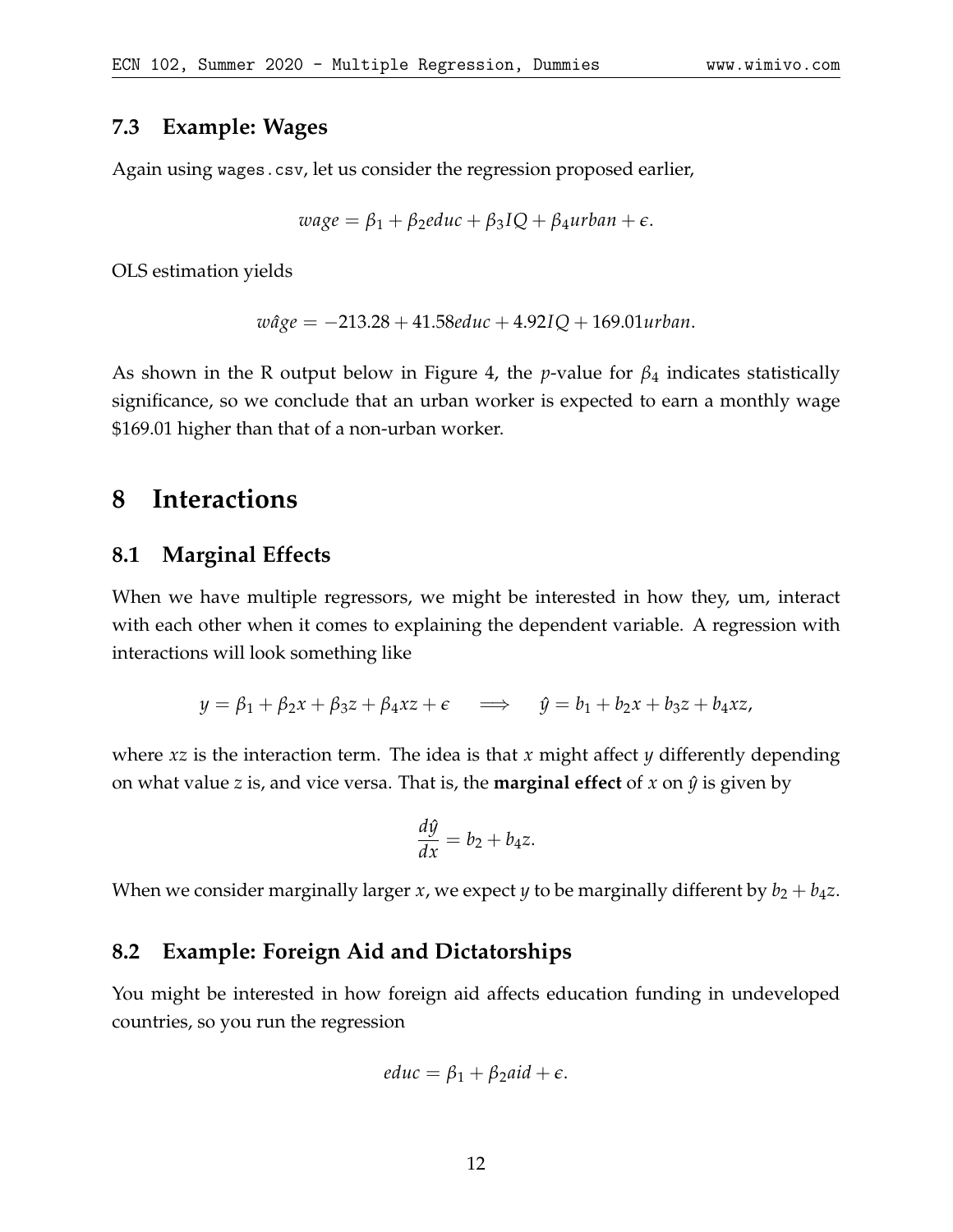### 7.3 Example: Wages

Again using wages.csv, let us consider the regression proposed earlier,

$$wage = \beta_1 + \beta_2 educ + \beta_3 IQ + \beta_4 urban + \epsilon.$$

OLS estimation yields

$$\widehat{wage} = -213.28 + 41.58 educ + 4.92 IQ + 169.01 urban.$$

As shown in the R output below in Figure 4, the $p$-value for $\beta_4$ indicates statistically significance, so we conclude that an urban worker is expected to earn a monthly wage \$169.01 higher than that of a non-urban worker.

# 8 Interactions

## 8.1 Marginal Effects

When we have multiple regressors, we might be interested in how they, um, interact with each other when it comes to explaining the dependent variable. A regression with interactions will look something like

$$y = \beta_1 + \beta_2 x + \beta_3 z + \beta_4 xz + \epsilon \quad \Longrightarrow \quad \hat{y} = b_1 + b_2 x + b_3 z + b_4 xz,$$

where $xz$ is the interaction term. The idea is that $x$ might affect $y$ differently depending on what value $z$ is, and vice versa. That is, the **marginal effect** of $x$ on $\hat{y}$ is given by

$$\frac{d\hat{y}}{dx} = b_2 + b_4 z.$$

When we consider marginally larger $x$, we expect $y$ to be marginally different by $b_2 + b_4 z$.

## 8.2 Example: Foreign Aid and Dictatorships

You might be interested in how foreign aid affects education funding in undeveloped countries, so you run the regression

$$educ = \beta_1 + \beta_2 aid + \epsilon.$$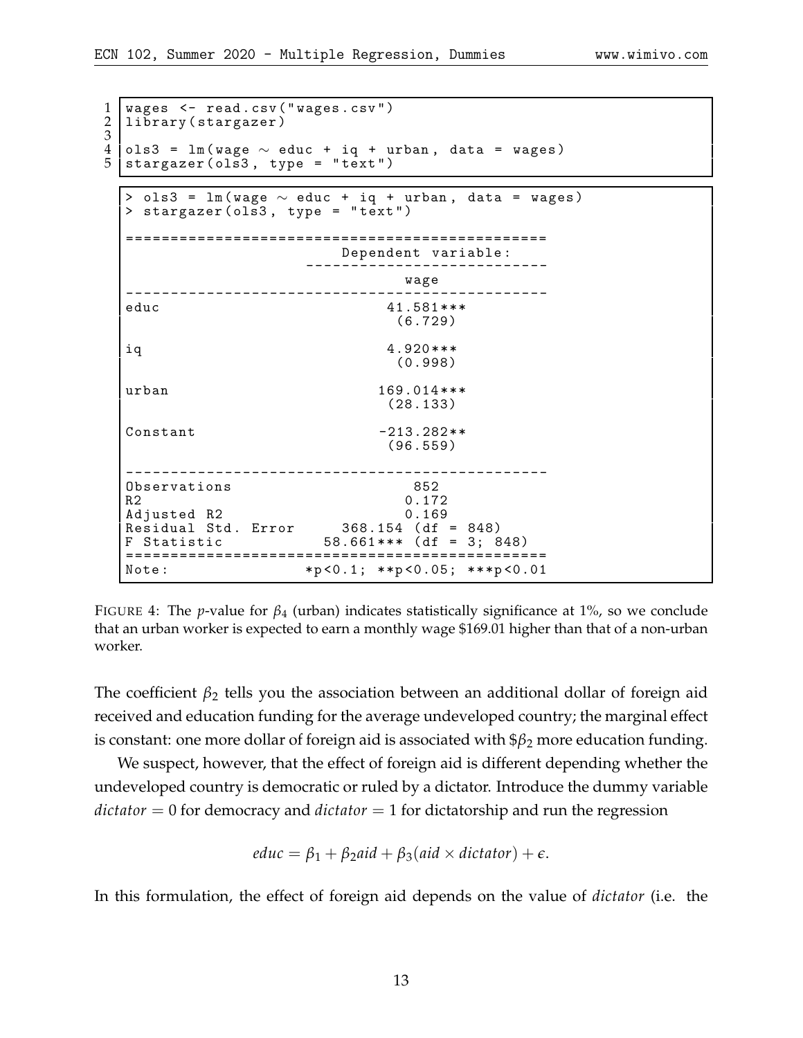```r
wages <- read.csv("wages.csv")
library(stargazer)

ols3 = lm(wage ~ educ + iq + urban, data = wages)
stargazer(ols3, type = "text")
```

```
> ols3 = lm(wage ~ educ + iq + urban, data = wages)
> stargazer(ols3, type = "text")

===============================================
                        Dependent variable:
                    ---------------------------
                               wage
-----------------------------------------------
educ                        41.581***
                             (6.729)

iq                           4.920***
                             (0.998)

urban                       169.014***
                            (28.133)

Constant                   -213.282**
                            (96.559)

-----------------------------------------------
Observations                   852
R2                            0.172
Adjusted R2                   0.169
Residual Std. Error     368.154 (df = 848)
F Statistic          58.661*** (df = 3; 848)
===============================================
Note:               *p<0.1; **p<0.05; ***p<0.01
```

FIGURE 4: The $p$-value for $\beta_4$ (urban) indicates statistically significance at 1%, so we conclude that an urban worker is expected to earn a monthly wage \$169.01 higher than that of a non-urban worker.

The coefficient $\beta_2$ tells you the association between an additional dollar of foreign aid received and education funding for the average undeveloped country; the marginal effect is constant: one more dollar of foreign aid is associated with \$$\beta_2$ more education funding.

We suspect, however, that the effect of foreign aid is different depending whether the undeveloped country is democratic or ruled by a dictator. Introduce the dummy variable $dictator = 0$ for democracy and $dictator = 1$ for dictatorship and run the regression

$$educ = \beta_1 + \beta_2 aid + \beta_3 (aid \times dictator) + \epsilon.$$

In this formulation, the effect of foreign aid depends on the value of *dictator* (i.e. the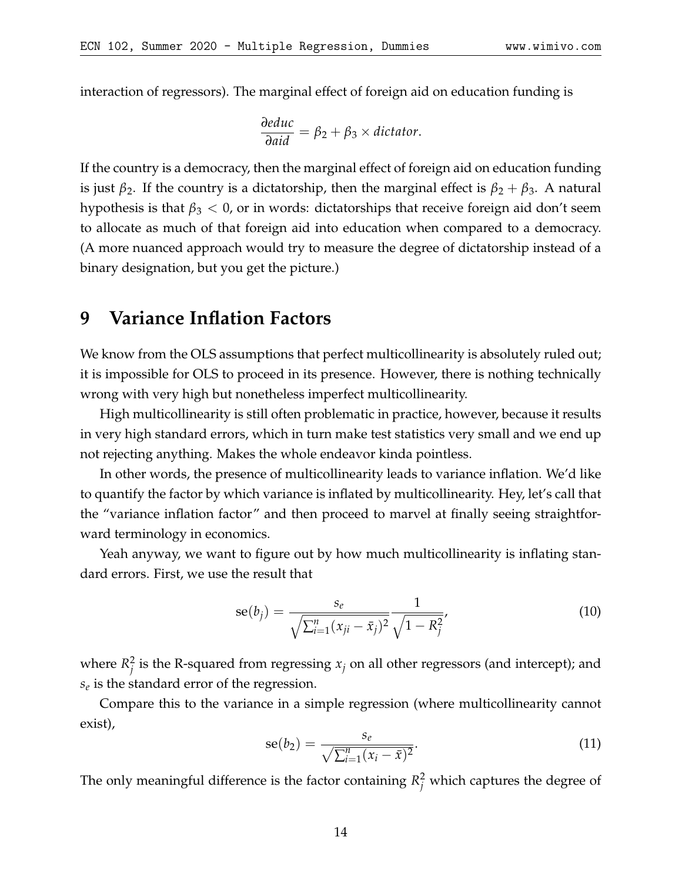interaction of regressors). The marginal effect of foreign aid on education funding is

$$\frac{\partial educ}{\partial aid} = \beta_2 + \beta_3 \times dictator.$$

If the country is a democracy, then the marginal effect of foreign aid on education funding is just $\beta_2$. If the country is a dictatorship, then the marginal effect is $\beta_2 + \beta_3$. A natural hypothesis is that $\beta_3 < 0$, or in words: dictatorships that receive foreign aid don't seem to allocate as much of that foreign aid into education when compared to a democracy. (A more nuanced approach would try to measure the degree of dictatorship instead of a binary designation, but you get the picture.)

# 9 Variance Inflation Factors

We know from the OLS assumptions that perfect multicollinearity is absolutely ruled out; it is impossible for OLS to proceed in its presence. However, there is nothing technically wrong with very high but nonetheless imperfect multicollinearity.

High multicollinearity is still often problematic in practice, however, because it results in very high standard errors, which in turn make test statistics very small and we end up not rejecting anything. Makes the whole endeavor kinda pointless.

In other words, the presence of multicollinearity leads to variance inflation. We'd like to quantify the factor by which variance is inflated by multicollinearity. Hey, let's call that the "variance inflation factor" and then proceed to marvel at finally seeing straightforward terminology in economics.

Yeah anyway, we want to figure out by how much multicollinearity is inflating standard errors. First, we use the result that

$$\text{se}(b_j) = \frac{s_e}{\sqrt{\sum_{i=1}^{n}(x_{ji} - \bar{x}_j)^2}} \frac{1}{\sqrt{1 - R_j^2}}, \tag{10}$$

where $R_j^2$ is the R-squared from regressing $x_j$ on all other regressors (and intercept); and $s_e$ is the standard error of the regression.

Compare this to the variance in a simple regression (where multicollinearity cannot exist),

$$\text{se}(b_2) = \frac{s_e}{\sqrt{\sum_{i=1}^{n}(x_i - \bar{x})^2}}. \tag{11}$$

The only meaningful difference is the factor containing $R_j^2$ which captures the degree of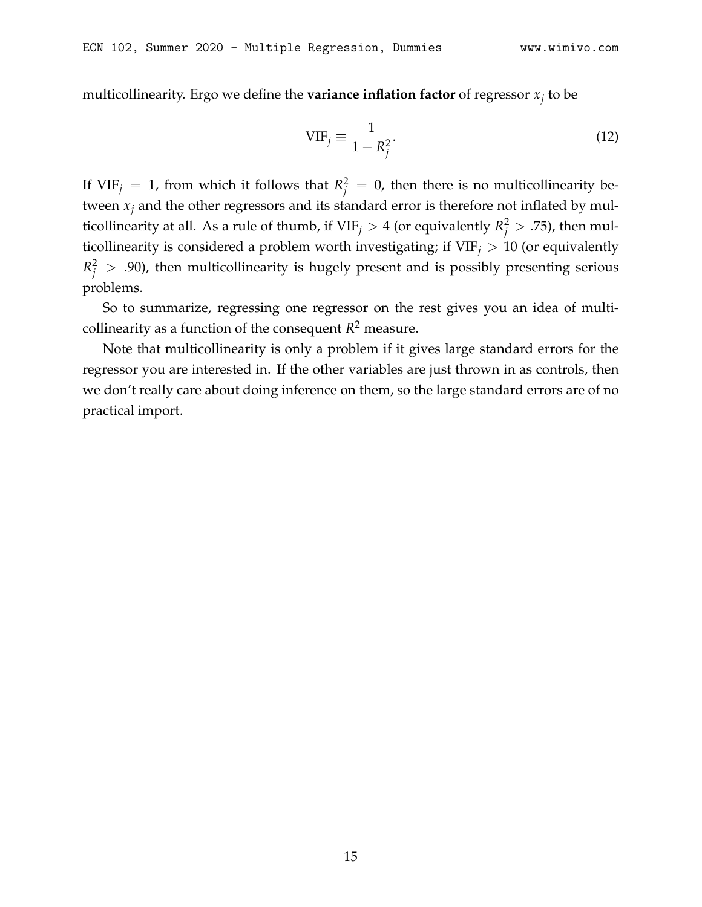multicollinearity. Ergo we define the **variance inflation factor** of regressor $x_j$ to be

$$\text{VIF}_j \equiv \frac{1}{1 - R_j^2}. \tag{12}$$

If $\text{VIF}_j = 1$, from which it follows that $R_j^2 = 0$, then there is no multicollinearity between $x_j$ and the other regressors and its standard error is therefore not inflated by multicollinearity at all. As a rule of thumb, if $\text{VIF}_j > 4$ (or equivalently $R_j^2 > .75$), then multicollinearity is considered a problem worth investigating; if $\text{VIF}_j > 10$ (or equivalently $R_j^2 > .90$), then multicollinearity is hugely present and is possibly presenting serious problems.

So to summarize, regressing one regressor on the rest gives you an idea of multicollinearity as a function of the consequent $R^2$ measure.

Note that multicollinearity is only a problem if it gives large standard errors for the regressor you are interested in. If the other variables are just thrown in as controls, then we don't really care about doing inference on them, so the large standard errors are of no practical import.